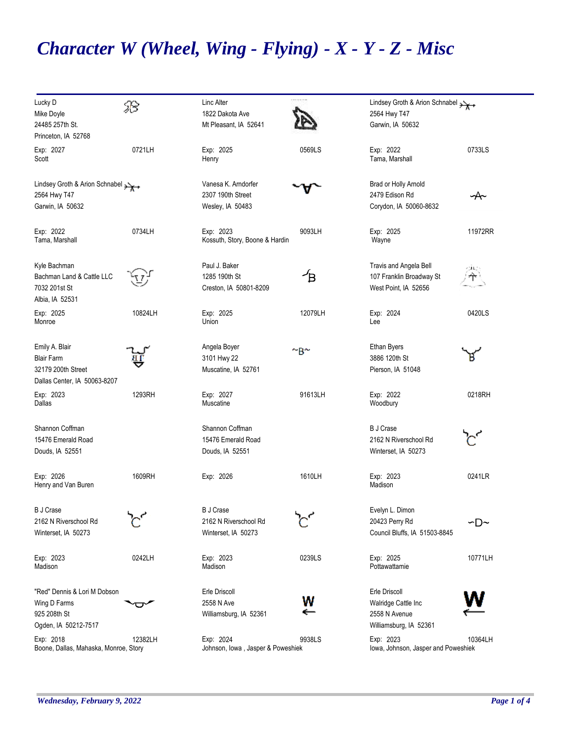# Character W (Wheel, Wing - Flying) - X - Y - Z - Misc

Lucky D
Mike Doyle
24485 257th St.
Princeton, IA 52768
Exp: 2027 — 0721LH
Scott

Linc Alter
1822 Dakota Ave
Mt Pleasant, IA 52641
Exp: 2025 — 0569LS
Henry

Lindsey Groth & Arion Schnabel
2564 Hwy T47
Garwin, IA 50632
Exp: 2022 — 0733LS
Tama, Marshall

Lindsey Groth & Arion Schnabel
2564 Hwy T47
Garwin, IA 50632
Exp: 2022 — 0734LH
Tama, Marshall

Vanesa K. Arndorfer
2307 190th Street
Wesley, IA 50483
Exp: 2023 — 9093LH
Kossuth, Story, Boone & Hardin

Brad or Holly Arnold
2479 Edison Rd
Corydon, IA 50060-8632
Exp: 2025 — 11972RR
Wayne

Kyle Bachman
Bachman Land & Cattle LLC
7032 201st St
Albia, IA 52531
Exp: 2025 — 10824LH
Monroe

Paul J. Baker
1285 190th St
Creston, IA 50801-8209
Exp: 2025 — 12079LH
Union

Travis and Angela Bell
107 Franklin Broadway St
West Point, IA 52656
Exp: 2024 — 0420LS
Lee

Emily A. Blair
Blair Farm
32179 200th Street
Dallas Center, IA 50063-8207
Exp: 2023 — 1293RH
Dallas

Angela Boyer
3101 Hwy 22
Muscatine, IA 52761
Exp: 2027 — 91613LH
Muscatine

Ethan Byers
3886 120th St
Pierson, IA 51048
Exp: 2022 — 0218RH
Woodbury

Shannon Coffman
15476 Emerald Road
Douds, IA 52551
Exp: 2026 — 1609RH
Henry and Van Buren

Shannon Coffman
15476 Emerald Road
Douds, IA 52551
Exp: 2026 — 1610LH

B J Crase
2162 N Riverschool Rd
Winterset, IA 50273
Exp: 2023 — 0241LR
Madison

B J Crase
2162 N Riverschool Rd
Winterset, IA 50273
Exp: 2023 — 0242LH
Madison

B J Crase
2162 N Riverschool Rd
Winterset, IA 50273
Exp: 2023 — 0239LS
Madison

Evelyn L. Dimon
20423 Perry Rd
Council Bluffs, IA 51503-8845
Exp: 2025 — 10771LH
Pottawattamie

"Red" Dennis & Lori M Dobson
Wing D Farms
925 208th St
Ogden, IA 50212-7517
Exp: 2018 — 12382LH
Boone, Dallas, Mahaska, Monroe, Story

Erle Driscoll
2558 N Ave
Williamsburg, IA 52361
Exp: 2024 — 9938LS
Johnson, Iowa , Jasper & Poweshiek

Erle Driscoll
Walridge Cattle Inc
2558 N Avenue
Williamsburg, IA 52361
Exp: 2023 — 10364LH
Iowa, Johnson, Jasper and Poweshiek

*Wednesday, February 9, 2022*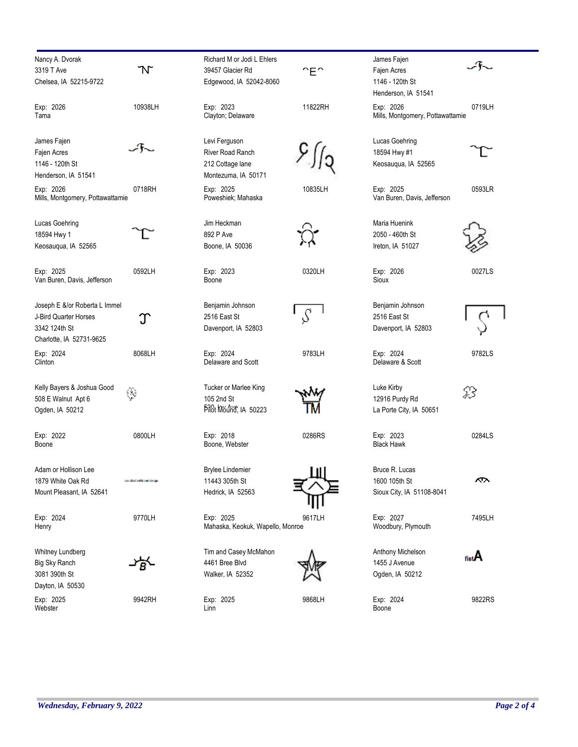Nancy A. Dvorak
3319 T Ave
Chelsea, IA 52215-9722

Exp: 2026 — 10938LH
Tama

Richard M or Jodi L Ehlers
39457 Glacier Rd
Edgewood, IA 52042-8060

Exp: 2023 — 11822RH
Clayton; Delaware

James Fajen
Fajen Acres
1146 - 120th St
Henderson, IA 51541

Exp: 2026 — 0719LH
Mills, Montgomery, Pottawattamie

James Fajen
Fajen Acres
1146 - 120th St
Henderson, IA 51541

Exp: 2026 — 0718RH
Mills, Montgomery, Pottawattamie

Levi Ferguson
River Road Ranch
212 Cottage lane
Montezuma, IA 50171

Exp: 2025 — 10835LH
Poweshiek; Mahaska

Lucas Goehring
18594 Hwy #1
Keosauqua, IA 52565

Exp: 2025 — 0593LR
Van Buren, Davis, Jefferson

Lucas Goehring
18594 Hwy 1
Keosauqua, IA 52565

Exp: 2025 — 0592LH
Van Buren, Davis, Jefferson

Jim Heckman
892 P Ave
Boone, IA 50036

Exp: 2023 — 0320LH
Boone

Maria Huenink
2050 - 460th St
Ireton, IA 51027

Exp: 2026 — 0027LS
Sioux

Joseph E &/or Roberta L Immel
J-Bird Quarter Horses
3342 124th St
Charlotte, IA 52731-9625

Exp: 2024 — 8068LH
Clinton

Benjamin Johnson
2516 East St
Davenport, IA 52803

Exp: 2024 — 9783LH
Delaware and Scott

Benjamin Johnson
2516 East St
Davenport, IA 52803

Exp: 2024 — 9782LS
Delaware & Scott

Kelly Bayers & Joshua Good
508 E Walnut Apt 6
Ogden, IA 50212

Exp: 2022 — 0800LH
Boone

Tucker or Marlee King
105 2nd St
Pilot Mound, IA 50223

Exp: 2018 — 0286RS
Boone, Webster

Luke Kirby
12916 Purdy Rd
La Porte City, IA 50651

Exp: 2023 — 0284LS
Black Hawk

Adam or Hollison Lee
1879 White Oak Rd
Mount Pleasant, IA 52641

Exp: 2024 — 9770LH
Henry

Brylee Lindemier
11443 305th St
Hedrick, IA 52563

Exp: 2025 — 9617LH
Mahaska, Keokuk, Wapello, Monroe

Bruce R. Lucas
1600 105th St
Sioux City, IA 51108-8041

Exp: 2027 — 7495LH
Woodbury, Plymouth

Whitney Lundberg
Big Sky Ranch
3081 390th St
Dayton, IA 50530

Exp: 2025 — 9942RH
Webster

Tim and Casey McMahon
4461 Bree Blvd
Walker, IA 52352

Exp: 2025 — 9868LH
Linn

Anthony Michelson
1455 J Avenue
Ogden, IA 50212

Exp: 2024 — 9822RS
Boone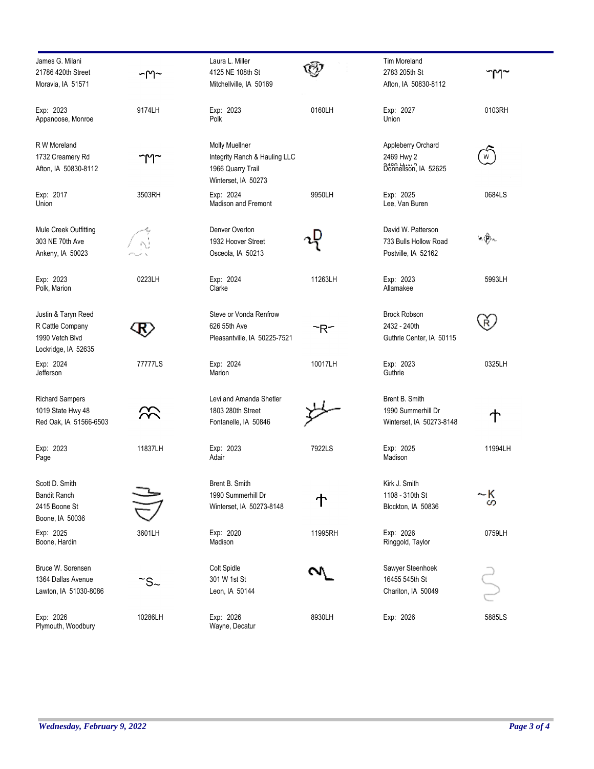| Name / Address | Brand No. | Name / Address | Brand No. | Name / Address | Brand No. |
|---|---|---|---|---|---|
| James G. Milani<br>21786 420th Street<br>Moravia, IA 51571<br>Exp: 2023<br>Appanoose, Monroe | 9174LH | Laura L. Miller<br>4125 NE 108th St<br>Mitchellville, IA 50169<br>Exp: 2023<br>Polk | 0160LH | Tim Moreland<br>2783 205th St<br>Afton, IA 50830-8112<br>Exp: 2027<br>Union | 0103RH |
| R W Moreland<br>1732 Creamery Rd<br>Afton, IA 50830-8112<br>Exp: 2017<br>Union | 3503RH | Molly Muellner<br>Integrity Ranch & Hauling LLC<br>1966 Quarry Trail<br>Winterset, IA 50273<br>Exp: 2024<br>Madison and Fremont | 9950LH | Appleberry Orchard<br>2469 Hwy 2<br>Donnellson, IA 52625<br>Exp: 2025<br>Lee, Van Buren | 0684LS |
| Mule Creek Outfitting<br>303 NE 70th Ave<br>Ankeny, IA 50023<br>Exp: 2023<br>Polk, Marion | 0223LH | Denver Overton<br>1932 Hoover Street<br>Osceola, IA 50213<br>Exp: 2024<br>Clarke | 11263LH | David W. Patterson<br>733 Bulls Hollow Road<br>Postville, IA 52162<br>Exp: 2023<br>Allamakee | 5993LH |
| Justin & Taryn Reed<br>R Cattle Company<br>1990 Vetch Blvd<br>Lockridge, IA 52635<br>Exp: 2024<br>Jefferson | 77777LS | Steve or Vonda Renfrow<br>626 55th Ave<br>Pleasantville, IA 50225-7521<br>Exp: 2024<br>Marion | 10017LH | Brock Robson<br>2432 - 240th<br>Guthrie Center, IA 50115<br>Exp: 2023<br>Guthrie | 0325LH |
| Richard Sampers<br>1019 State Hwy 48<br>Red Oak, IA 51566-6503<br>Exp: 2023<br>Page | 11837LH | Levi and Amanda Shetler<br>1803 280th Street<br>Fontanelle, IA 50846<br>Exp: 2023<br>Adair | 7922LS | Brent B. Smith<br>1990 Summerhill Dr<br>Winterset, IA 50273-8148<br>Exp: 2025<br>Madison | 11994LH |
| Scott D. Smith<br>Bandit Ranch<br>2415 Boone St<br>Boone, IA 50036<br>Exp: 2025<br>Boone, Hardin | 3601LH | Brent B. Smith<br>1990 Summerhill Dr<br>Winterset, IA 50273-8148<br>Exp: 2020<br>Madison | 11995RH | Kirk J. Smith<br>1108 - 310th St<br>Blockton, IA 50836<br>Exp: 2026<br>Ringgold, Taylor | 0759LH |
| Bruce W. Sorensen<br>1364 Dallas Avenue<br>Lawton, IA 51030-8086<br>Exp: 2026<br>Plymouth, Woodbury | 10286LH | Colt Spidle<br>301 W 1st St<br>Leon, IA 50144<br>Exp: 2026<br>Wayne, Decatur | 8930LH | Sawyer Steenhoek<br>16455 545th St<br>Chariton, IA 50049<br>Exp: 2026 | 5885LS |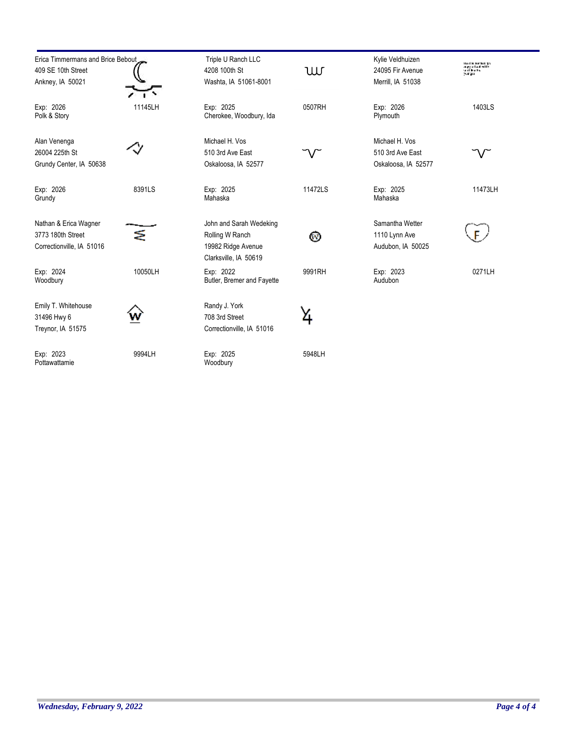Erica Timmermans and Brice Bebout
409 SE 10th Street
Ankney, IA 50021

Exp: 2026
Polk & Story

11145LH

Triple U Ranch LLC
4208 100th St
Washta, IA 51061-8001

Exp: 2025
Cherokee, Woodbury, Ida

0507RH

Kylie Veldhuizen
24095 Fir Avenue
Merrill, IA 51038

Exp: 2026
Plymouth

1403LS

Alan Venenga
26004 225th St
Grundy Center, IA 50638

Exp: 2026
Grundy

8391LS

Michael H. Vos
510 3rd Ave East
Oskaloosa, IA 52577

Exp: 2025
Mahaska

11472LS

Michael H. Vos
510 3rd Ave East
Oskaloosa, IA 52577

Exp: 2025
Mahaska

11473LH

Nathan & Erica Wagner
3773 180th Street
Correctionville, IA 51016

Exp: 2024
Woodbury

10050LH

John and Sarah Wedeking
Rolling W Ranch
19982 Ridge Avenue
Clarksville, IA 50619

Exp: 2022
Butler, Bremer and Fayette

9991RH

Samantha Wetter
1110 Lynn Ave
Audubon, IA 50025

Exp: 2023
Audubon

0271LH

Emily T. Whitehouse
31496 Hwy 6
Treynor, IA 51575

Exp: 2023
Pottawattamie

9994LH

Randy J. York
708 3rd Street
Correctionville, IA 51016

Exp: 2025
Woodbury

5948LH